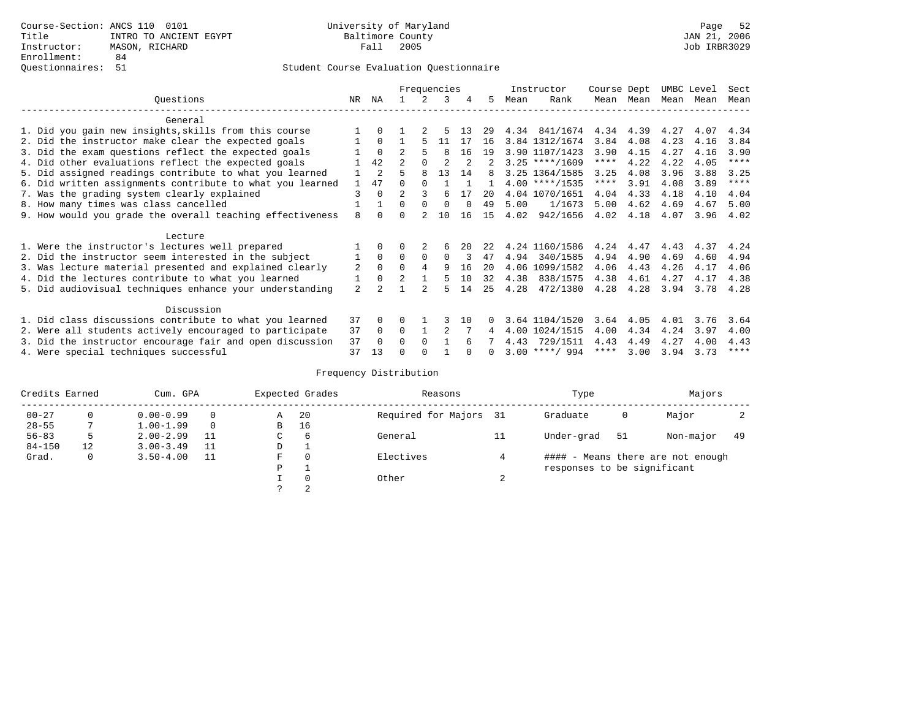Course-Section: ANCS 110 0101
Title: INTRO TO ANCIENT EGYPT
Instructor: MASON, RICHARD
Enrollment: 84
Questionnaires: 51

University of Maryland
Baltimore County
Fall 2005

JAN 21, 2006
Job IRBR3029

## Student Course Evaluation Questionnaire

| Questions | NR | NA | 1 | 2 | 3 | 4 | 5 | Instructor Mean | Rank | Course Mean | Dept Mean | UMBC Mean | Level Mean | Sect Mean |
|---|---|---|---|---|---|---|---|---|---|---|---|---|---|---|
| **General** | | | | | | | | | | | | | | |
| 1. Did you gain new insights,skills from this course | 1 | 0 | 1 | 2 | 5 | 13 | 29 | 4.34 | 841/1674 | 4.34 | 4.39 | 4.27 | 4.07 | 4.34 |
| 2. Did the instructor make clear the expected goals | 1 | 0 | 1 | 5 | 11 | 17 | 16 | 3.84 | 1312/1674 | 3.84 | 4.08 | 4.23 | 4.16 | 3.84 |
| 3. Did the exam questions reflect the expected goals | 1 | 0 | 2 | 5 | 8 | 16 | 19 | 3.90 | 1107/1423 | 3.90 | 4.15 | 4.27 | 4.16 | 3.90 |
| 4. Did other evaluations reflect the expected goals | 1 | 42 | 2 | 0 | 2 | 2 | 2 | 3.25 | ****/1609 | **** | 4.22 | 4.22 | 4.05 | **** |
| 5. Did assigned readings contribute to what you learned | 1 | 2 | 5 | 8 | 13 | 14 | 8 | 3.25 | 1364/1585 | 3.25 | 4.08 | 3.96 | 3.88 | 3.25 |
| 6. Did written assignments contribute to what you learned | 1 | 47 | 0 | 0 | 1 | 1 | 1 | 4.00 | ****/1535 | **** | 3.91 | 4.08 | 3.89 | **** |
| 7. Was the grading system clearly explained | 3 | 0 | 2 | 3 | 6 | 17 | 20 | 4.04 | 1070/1651 | 4.04 | 4.33 | 4.18 | 4.10 | 4.04 |
| 8. How many times was class cancelled | 1 | 1 | 0 | 0 | 0 | 0 | 49 | 5.00 | 1/1673 | 5.00 | 4.62 | 4.69 | 4.67 | 5.00 |
| 9. How would you grade the overall teaching effectiveness | 8 | 0 | 0 | 2 | 10 | 16 | 15 | 4.02 | 942/1656 | 4.02 | 4.18 | 4.07 | 3.96 | 4.02 |
| **Lecture** | | | | | | | | | | | | | | |
| 1. Were the instructor's lectures well prepared | 1 | 0 | 0 | 2 | 6 | 20 | 22 | 4.24 | 1160/1586 | 4.24 | 4.47 | 4.43 | 4.37 | 4.24 |
| 2. Did the instructor seem interested in the subject | 1 | 0 | 0 | 0 | 0 | 3 | 47 | 4.94 | 340/1585 | 4.94 | 4.90 | 4.69 | 4.60 | 4.94 |
| 3. Was lecture material presented and explained clearly | 2 | 0 | 0 | 4 | 9 | 16 | 20 | 4.06 | 1099/1582 | 4.06 | 4.43 | 4.26 | 4.17 | 4.06 |
| 4. Did the lectures contribute to what you learned | 1 | 0 | 2 | 1 | 5 | 10 | 32 | 4.38 | 838/1575 | 4.38 | 4.61 | 4.27 | 4.17 | 4.38 |
| 5. Did audiovisual techniques enhance your understanding | 2 | 2 | 1 | 2 | 5 | 14 | 25 | 4.28 | 472/1380 | 4.28 | 4.28 | 3.94 | 3.78 | 4.28 |
| **Discussion** | | | | | | | | | | | | | | |
| 1. Did class discussions contribute to what you learned | 37 | 0 | 0 | 1 | 3 | 10 | 0 | 3.64 | 1104/1520 | 3.64 | 4.05 | 4.01 | 3.76 | 3.64 |
| 2. Were all students actively encouraged to participate | 37 | 0 | 0 | 1 | 2 | 7 | 4 | 4.00 | 1024/1515 | 4.00 | 4.34 | 4.24 | 3.97 | 4.00 |
| 3. Did the instructor encourage fair and open discussion | 37 | 0 | 0 | 0 | 1 | 6 | 7 | 4.43 | 729/1511 | 4.43 | 4.49 | 4.27 | 4.00 | 4.43 |
| 4. Were special techniques successful | 37 | 13 | 0 | 0 | 1 | 0 | 0 | 3.00 | ****/ 994 | **** | 3.00 | 3.94 | 3.73 | **** |

## Frequency Distribution

| Credits Earned | | Cum. GPA | | Expected Grades | | Reasons | | Type | | Majors | |
|---|---|---|---|---|---|---|---|---|---|---|---|
| 00-27 | 0 | 0.00-0.99 | 0 | A | 20 | Required for Majors | 31 | Graduate | 0 | Major | 2 |
| 28-55 | 7 | 1.00-1.99 | 0 | B | 16 | | | | | | |
| 56-83 | 5 | 2.00-2.99 | 11 | C | 6 | General | 11 | Under-grad | 51 | Non-major | 49 |
| 84-150 | 12 | 3.00-3.49 | 11 | D | 1 | | | | | | |
| Grad. | 0 | 3.50-4.00 | 11 | F | 0 | Electives | 4 | | | | |
| | | | | P | 1 | | | | | | |
| | | | | I | 0 | Other | 2 | | | | |
| | | | | ? | 2 | | | | | | |

#### - Means there are not enough responses to be significant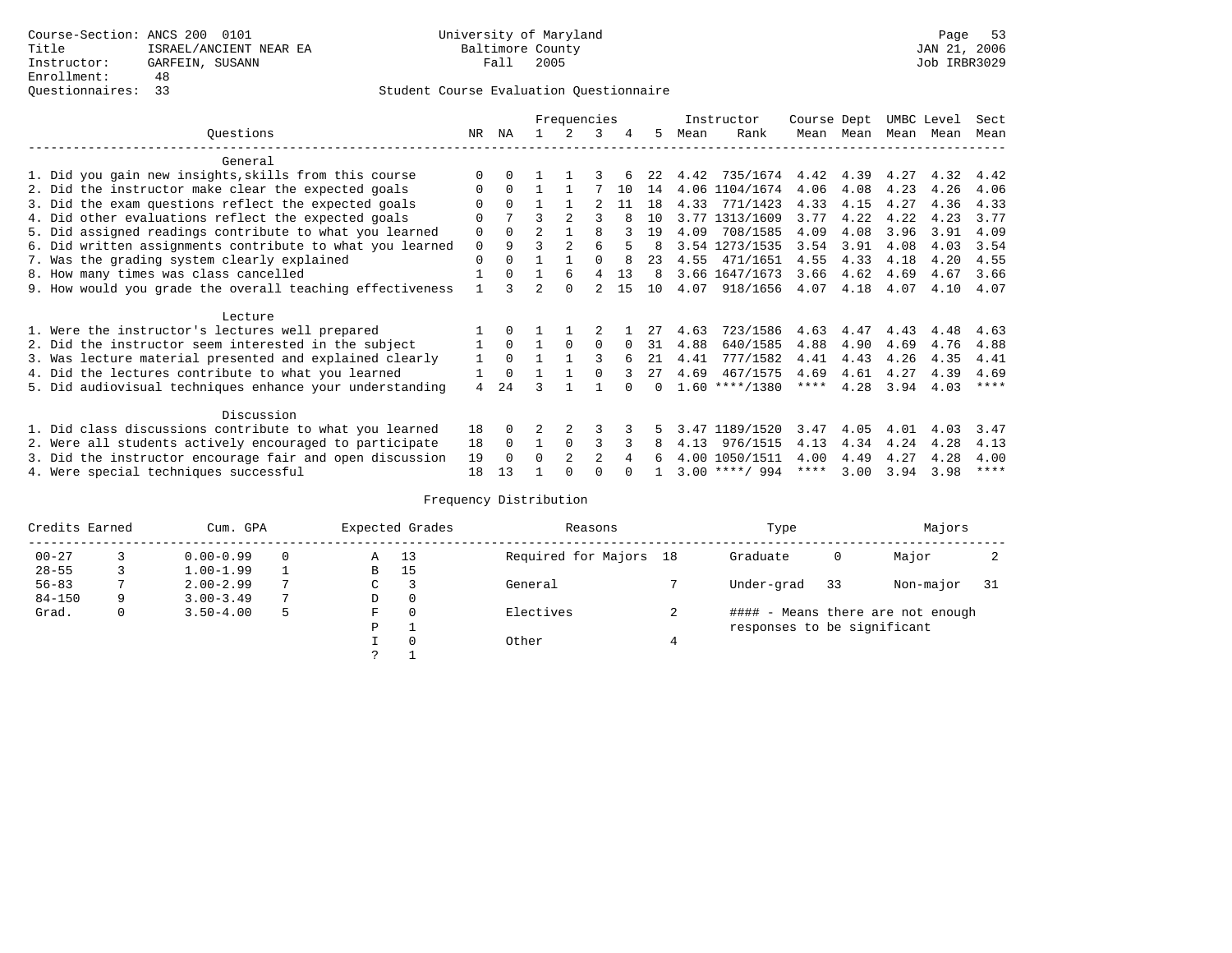Course-Section: ANCS 200 0101
Title: ISRAEL/ANCIENT NEAR EA
Instructor: GARFEIN, SUSANN
Enrollment: 48
Questionnaires: 33

University of Maryland
Baltimore County
Fall 2005

JAN 21, 2006
Job IRBR3029

Student Course Evaluation Questionnaire

| Questions | NR | NA | 1 | 2 | 3 | 4 | 5 | Instructor Mean | Instructor Rank | Course Mean | Dept Mean | UMBC Mean | Level Mean | Sect Mean |
|---|---|---|---|---|---|---|---|---|---|---|---|---|---|---|
| **General** | | | | | | | | | | | | | | |
| 1. Did you gain new insights,skills from this course | 0 | 0 | 1 | 1 | 3 | 6 | 22 | 4.42 | 735/1674 | 4.42 | 4.39 | 4.27 | 4.32 | 4.42 |
| 2. Did the instructor make clear the expected goals | 0 | 0 | 1 | 1 | 7 | 10 | 14 | 4.06 | 1104/1674 | 4.06 | 4.08 | 4.23 | 4.26 | 4.06 |
| 3. Did the exam questions reflect the expected goals | 0 | 0 | 1 | 1 | 2 | 11 | 18 | 4.33 | 771/1423 | 4.33 | 4.15 | 4.27 | 4.36 | 4.33 |
| 4. Did other evaluations reflect the expected goals | 0 | 7 | 3 | 2 | 3 | 8 | 10 | 3.77 | 1313/1609 | 3.77 | 4.22 | 4.22 | 4.23 | 3.77 |
| 5. Did assigned readings contribute to what you learned | 0 | 0 | 2 | 1 | 8 | 3 | 19 | 4.09 | 708/1585 | 4.09 | 4.08 | 3.96 | 3.91 | 4.09 |
| 6. Did written assignments contribute to what you learned | 0 | 9 | 3 | 2 | 6 | 5 | 8 | 3.54 | 1273/1535 | 3.54 | 3.91 | 4.08 | 4.03 | 3.54 |
| 7. Was the grading system clearly explained | 0 | 0 | 1 | 1 | 0 | 8 | 23 | 4.55 | 471/1651 | 4.55 | 4.33 | 4.18 | 4.20 | 4.55 |
| 8. How many times was class cancelled | 1 | 0 | 1 | 6 | 4 | 13 | 8 | 3.66 | 1647/1673 | 3.66 | 4.62 | 4.69 | 4.67 | 3.66 |
| 9. How would you grade the overall teaching effectiveness | 1 | 3 | 2 | 0 | 2 | 15 | 10 | 4.07 | 918/1656 | 4.07 | 4.18 | 4.07 | 4.10 | 4.07 |
| **Lecture** | | | | | | | | | | | | | | |
| 1. Were the instructor's lectures well prepared | 1 | 0 | 1 | 1 | 2 | 1 | 27 | 4.63 | 723/1586 | 4.63 | 4.47 | 4.43 | 4.48 | 4.63 |
| 2. Did the instructor seem interested in the subject | 1 | 0 | 1 | 0 | 0 | 0 | 31 | 4.88 | 640/1585 | 4.88 | 4.90 | 4.69 | 4.76 | 4.88 |
| 3. Was lecture material presented and explained clearly | 1 | 0 | 1 | 1 | 3 | 6 | 21 | 4.41 | 777/1582 | 4.41 | 4.43 | 4.26 | 4.35 | 4.41 |
| 4. Did the lectures contribute to what you learned | 1 | 0 | 1 | 1 | 0 | 3 | 27 | 4.69 | 467/1575 | 4.69 | 4.61 | 4.27 | 4.39 | 4.69 |
| 5. Did audiovisual techniques enhance your understanding | 4 | 24 | 3 | 1 | 1 | 0 | 0 | 1.60 | ****/1380 | **** | 4.28 | 3.94 | 4.03 | **** |
| **Discussion** | | | | | | | | | | | | | | |
| 1. Did class discussions contribute to what you learned | 18 | 0 | 2 | 2 | 3 | 3 | 5 | 3.47 | 1189/1520 | 3.47 | 4.05 | 4.01 | 4.03 | 3.47 |
| 2. Were all students actively encouraged to participate | 18 | 0 | 1 | 0 | 3 | 3 | 8 | 4.13 | 976/1515 | 4.13 | 4.34 | 4.24 | 4.28 | 4.13 |
| 3. Did the instructor encourage fair and open discussion | 19 | 0 | 0 | 2 | 2 | 4 | 6 | 4.00 | 1050/1511 | 4.00 | 4.49 | 4.27 | 4.28 | 4.00 |
| 4. Were special techniques successful | 18 | 13 | 1 | 0 | 0 | 0 | 1 | 3.00 | ****/ 994 | **** | 3.00 | 3.94 | 3.98 | **** |

## Frequency Distribution

| Credits Earned | | Cum. GPA | | Expected Grades | | Reasons | | Type | | Majors | |
|---|---|---|---|---|---|---|---|---|---|---|---|
| 00-27 | 3 | 0.00-0.99 | 0 | A | 13 | Required for Majors | 18 | Graduate | 0 | Major | 2 |
| 28-55 | 3 | 1.00-1.99 | 1 | B | 15 | | | | | | |
| 56-83 | 7 | 2.00-2.99 | 7 | C | 3 | General | 7 | Under-grad | 33 | Non-major | 31 |
| 84-150 | 9 | 3.00-3.49 | 7 | D | 0 | | | | | | |
| Grad. | 0 | 3.50-4.00 | 5 | F | 0 | Electives | 2 | #### - Means there are not enough responses to be significant | | | |
| | | | | P | 1 | | | | | | |
| | | | | I | 0 | Other | 4 | | | | |
| | | | | ? | 1 | | | | | | |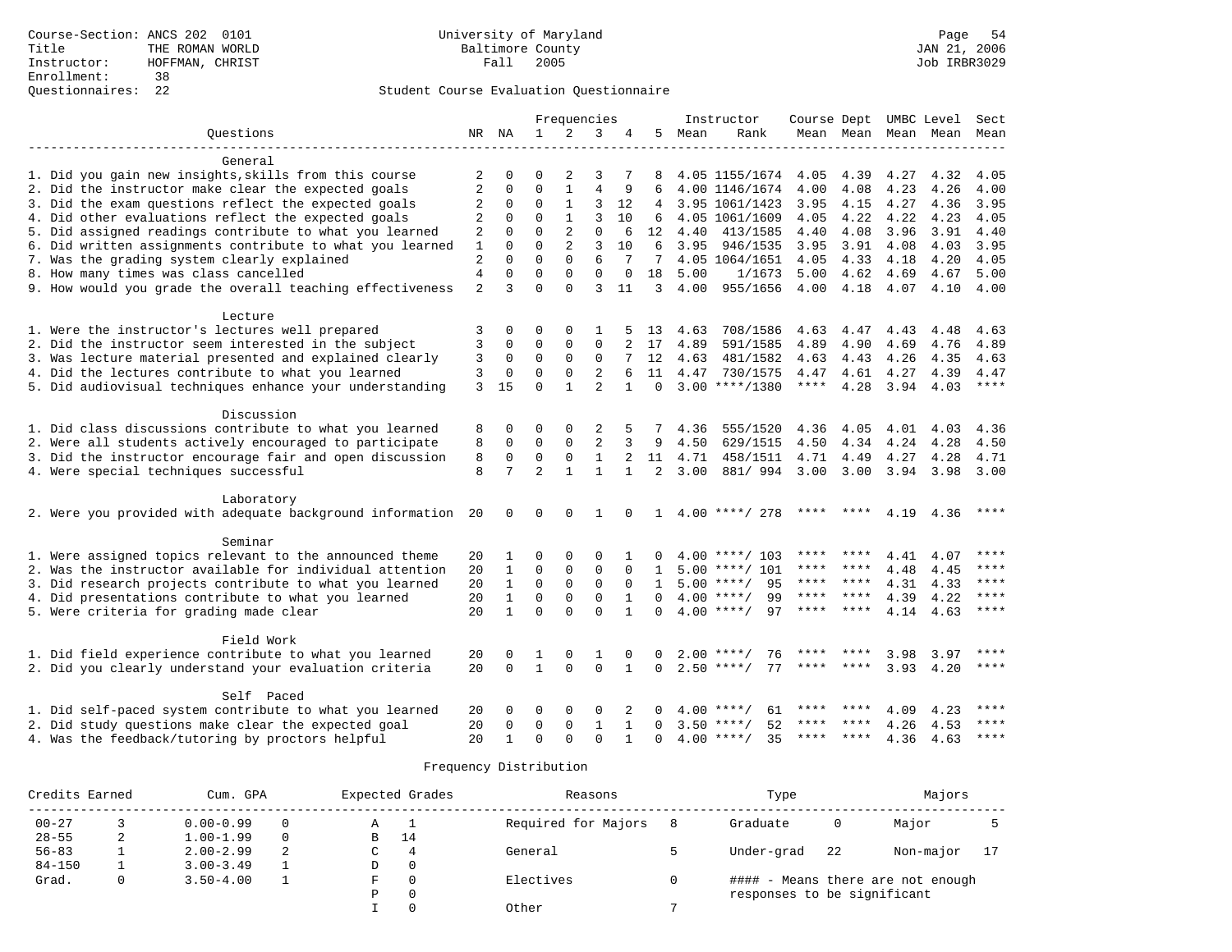Course-Section: ANCS 202 0101
Title: THE ROMAN WORLD
Instructor: HOFFMAN, CHRIST
Enrollment: 38
Questionnaires: 22

University of Maryland
Baltimore County
Fall 2005

Page 54
JAN 21, 2006
Job IRBR3029

## Student Course Evaluation Questionnaire

| Questions | NR | NA | 1 | 2 | 3 | 4 | 5 | Instructor Mean | Instructor Rank | Course Mean | Dept Mean | UMBC Mean | Level Mean | Sect Mean |
|---|---|---|---|---|---|---|---|---|---|---|---|---|---|---|
| **General** | | | | | | | | | | | | | | |
| 1. Did you gain new insights,skills from this course | 2 | 0 | 0 | 2 | 3 | 7 | 8 | 4.05 | 1155/1674 | 4.05 | 4.39 | 4.27 | 4.32 | 4.05 |
| 2. Did the instructor make clear the expected goals | 2 | 0 | 0 | 1 | 4 | 9 | 6 | 4.00 | 1146/1674 | 4.00 | 4.08 | 4.23 | 4.26 | 4.00 |
| 3. Did the exam questions reflect the expected goals | 2 | 0 | 0 | 1 | 3 | 12 | 4 | 3.95 | 1061/1423 | 3.95 | 4.15 | 4.27 | 4.36 | 3.95 |
| 4. Did other evaluations reflect the expected goals | 2 | 0 | 0 | 1 | 3 | 10 | 6 | 4.05 | 1061/1609 | 4.05 | 4.22 | 4.22 | 4.23 | 4.05 |
| 5. Did assigned readings contribute to what you learned | 2 | 0 | 0 | 2 | 0 | 6 | 12 | 4.40 | 413/1585 | 4.40 | 4.08 | 3.96 | 3.91 | 4.40 |
| 6. Did written assignments contribute to what you learned | 1 | 0 | 0 | 2 | 3 | 10 | 6 | 3.95 | 946/1535 | 3.95 | 3.91 | 4.08 | 4.03 | 3.95 |
| 7. Was the grading system clearly explained | 2 | 0 | 0 | 0 | 6 | 7 | 7 | 4.05 | 1064/1651 | 4.05 | 4.33 | 4.18 | 4.20 | 4.05 |
| 8. How many times was class cancelled | 4 | 0 | 0 | 0 | 0 | 0 | 18 | 5.00 | 1/1673 | 5.00 | 4.62 | 4.69 | 4.67 | 5.00 |
| 9. How would you grade the overall teaching effectiveness | 2 | 3 | 0 | 0 | 3 | 11 | 3 | 4.00 | 955/1656 | 4.00 | 4.18 | 4.07 | 4.10 | 4.00 |
| **Lecture** | | | | | | | | | | | | | | |
| 1. Were the instructor's lectures well prepared | 3 | 0 | 0 | 0 | 1 | 5 | 13 | 4.63 | 708/1586 | 4.63 | 4.47 | 4.43 | 4.48 | 4.63 |
| 2. Did the instructor seem interested in the subject | 3 | 0 | 0 | 0 | 0 | 2 | 17 | 4.89 | 591/1585 | 4.89 | 4.90 | 4.69 | 4.76 | 4.89 |
| 3. Was lecture material presented and explained clearly | 3 | 0 | 0 | 0 | 0 | 7 | 12 | 4.63 | 481/1582 | 4.63 | 4.43 | 4.26 | 4.35 | 4.63 |
| 4. Did the lectures contribute to what you learned | 3 | 0 | 0 | 0 | 2 | 6 | 11 | 4.47 | 730/1575 | 4.47 | 4.61 | 4.27 | 4.39 | 4.47 |
| 5. Did audiovisual techniques enhance your understanding | 3 | 15 | 0 | 1 | 2 | 1 | 0 | 3.00 | ****/1380 | **** | 4.28 | 3.94 | 4.03 | **** |
| **Discussion** | | | | | | | | | | | | | | |
| 1. Did class discussions contribute to what you learned | 8 | 0 | 0 | 0 | 2 | 5 | 7 | 4.36 | 555/1520 | 4.36 | 4.05 | 4.01 | 4.03 | 4.36 |
| 2. Were all students actively encouraged to participate | 8 | 0 | 0 | 0 | 2 | 3 | 9 | 4.50 | 629/1515 | 4.50 | 4.34 | 4.24 | 4.28 | 4.50 |
| 3. Did the instructor encourage fair and open discussion | 8 | 0 | 0 | 0 | 1 | 2 | 11 | 4.71 | 458/1511 | 4.71 | 4.49 | 4.27 | 4.28 | 4.71 |
| 4. Were special techniques successful | 8 | 7 | 2 | 1 | 1 | 1 | 2 | 3.00 | 881/ 994 | 3.00 | 3.00 | 3.94 | 3.98 | 3.00 |
| **Laboratory** | | | | | | | | | | | | | | |
| 2. Were you provided with adequate background information | 20 | 0 | 0 | 0 | 1 | 0 | 1 | 4.00 | ****/ 278 | **** | **** | 4.19 | 4.36 | **** |
| **Seminar** | | | | | | | | | | | | | | |
| 1. Were assigned topics relevant to the announced theme | 20 | 1 | 0 | 0 | 0 | 1 | 0 | 4.00 | ****/ 103 | **** | **** | 4.41 | 4.07 | **** |
| 2. Was the instructor available for individual attention | 20 | 1 | 0 | 0 | 0 | 0 | 1 | 5.00 | ****/ 101 | **** | **** | 4.48 | 4.45 | **** |
| 3. Did research projects contribute to what you learned | 20 | 1 | 0 | 0 | 0 | 0 | 1 | 5.00 | ****/ 95 | **** | **** | 4.31 | 4.33 | **** |
| 4. Did presentations contribute to what you learned | 20 | 1 | 0 | 0 | 0 | 1 | 0 | 4.00 | ****/ 99 | **** | **** | 4.39 | 4.22 | **** |
| 5. Were criteria for grading made clear | 20 | 1 | 0 | 0 | 0 | 1 | 0 | 4.00 | ****/ 97 | **** | **** | 4.14 | 4.63 | **** |
| **Field Work** | | | | | | | | | | | | | | |
| 1. Did field experience contribute to what you learned | 20 | 0 | 1 | 0 | 1 | 0 | 0 | 2.00 | ****/ 76 | **** | **** | 3.98 | 3.97 | **** |
| 2. Did you clearly understand your evaluation criteria | 20 | 0 | 1 | 0 | 0 | 1 | 0 | 2.50 | ****/ 77 | **** | **** | 3.93 | 4.20 | **** |
| **Self Paced** | | | | | | | | | | | | | | |
| 1. Did self-paced system contribute to what you learned | 20 | 0 | 0 | 0 | 0 | 2 | 0 | 4.00 | ****/ 61 | **** | **** | 4.09 | 4.23 | **** |
| 2. Did study questions make clear the expected goal | 20 | 0 | 0 | 0 | 1 | 1 | 0 | 3.50 | ****/ 52 | **** | **** | 4.26 | 4.53 | **** |
| 4. Was the feedback/tutoring by proctors helpful | 20 | 1 | 0 | 0 | 0 | 1 | 0 | 4.00 | ****/ 35 | **** | **** | 4.36 | 4.63 | **** |

### Frequency Distribution

| Credits Earned | | Cum. GPA | | Expected Grades | | Reasons | | Type | | Majors | |
|---|---|---|---|---|---|---|---|---|---|---|---|
| 00-27 | 3 | 0.00-0.99 | 0 | A | 1 | Required for Majors | 8 | Graduate | 0 | Major | 5 |
| 28-55 | 2 | 1.00-1.99 | 0 | B | 14 | | | | | | |
| 56-83 | 1 | 2.00-2.99 | 2 | C | 4 | General | 5 | Under-grad | 22 | Non-major | 17 |
| 84-150 | 1 | 3.00-3.49 | 1 | D | 0 | | | | | | |
| Grad. | 0 | 3.50-4.00 | 1 | F | 0 | Electives | 0 | | | | |
| | | | | P | 0 | | | | | | |
| | | | | I | 0 | Other | 7 | | | | |

#### - Means there are not enough responses to be significant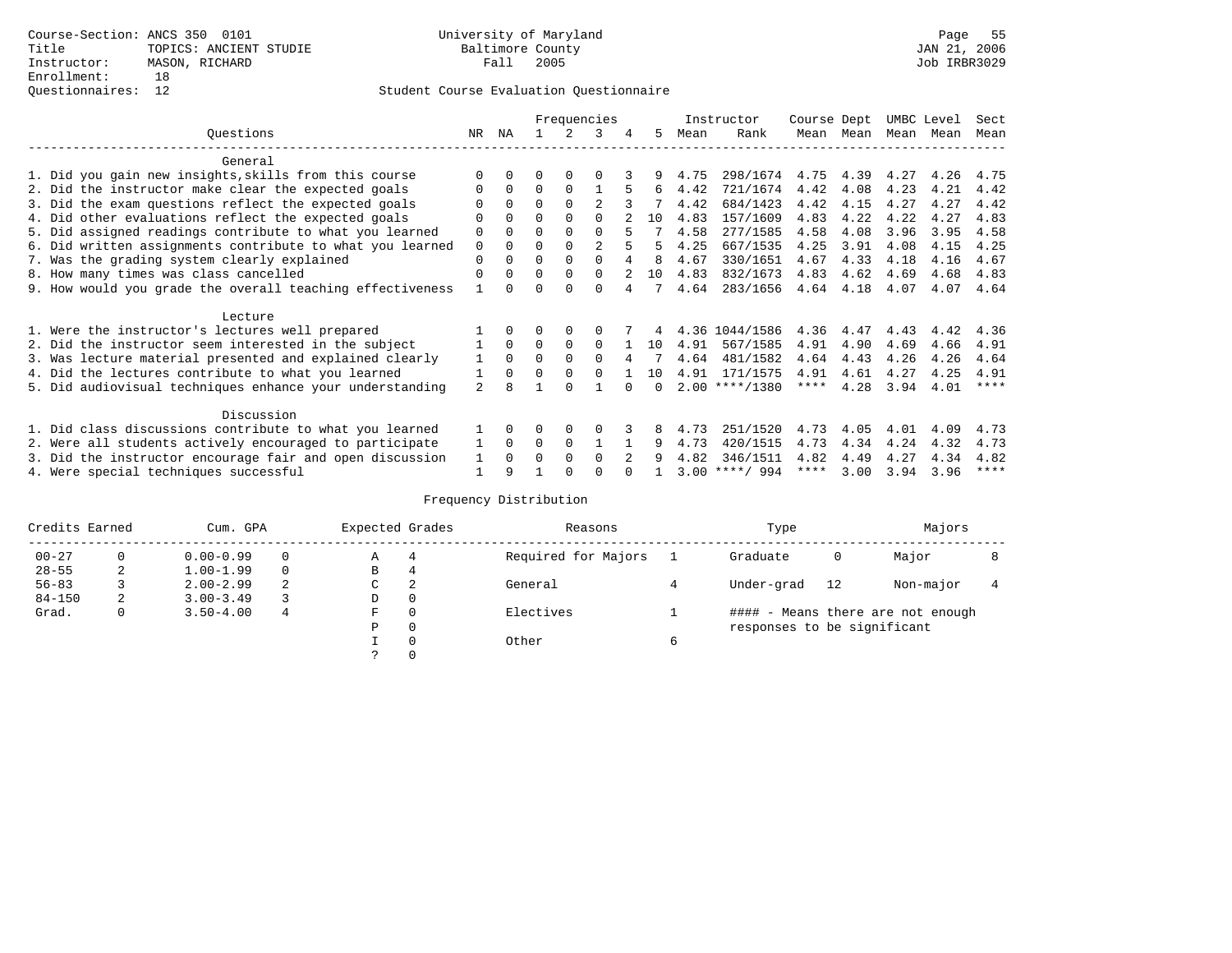Course-Section: ANCS 350 0101
Title: TOPICS: ANCIENT STUDIE
Instructor: MASON, RICHARD
Enrollment: 18
Questionnaires: 12

University of Maryland
Baltimore County
Fall 2005

JAN 21, 2006
Job IRBR3029

## Student Course Evaluation Questionnaire

| Questions | NR | NA | 1 | 2 | 3 | 4 | 5 | Instructor Mean | Instructor Rank | Course Mean | Dept Mean | UMBC Mean | Level Mean | Sect Mean |
|---|---|---|---|---|---|---|---|---|---|---|---|---|---|---|
| **General** | | | | | | | | | | | | | | |
| 1. Did you gain new insights,skills from this course | 0 | 0 | 0 | 0 | 0 | 3 | 9 | 4.75 | 298/1674 | 4.75 | 4.39 | 4.27 | 4.26 | 4.75 |
| 2. Did the instructor make clear the expected goals | 0 | 0 | 0 | 0 | 1 | 5 | 6 | 4.42 | 721/1674 | 4.42 | 4.08 | 4.23 | 4.21 | 4.42 |
| 3. Did the exam questions reflect the expected goals | 0 | 0 | 0 | 0 | 2 | 3 | 7 | 4.42 | 684/1423 | 4.42 | 4.15 | 4.27 | 4.27 | 4.42 |
| 4. Did other evaluations reflect the expected goals | 0 | 0 | 0 | 0 | 0 | 2 | 10 | 4.83 | 157/1609 | 4.83 | 4.22 | 4.22 | 4.27 | 4.83 |
| 5. Did assigned readings contribute to what you learned | 0 | 0 | 0 | 0 | 0 | 5 | 7 | 4.58 | 277/1585 | 4.58 | 4.08 | 3.96 | 3.95 | 4.58 |
| 6. Did written assignments contribute to what you learned | 0 | 0 | 0 | 0 | 2 | 5 | 5 | 4.25 | 667/1535 | 4.25 | 3.91 | 4.08 | 4.15 | 4.25 |
| 7. Was the grading system clearly explained | 0 | 0 | 0 | 0 | 0 | 4 | 8 | 4.67 | 330/1651 | 4.67 | 4.33 | 4.18 | 4.16 | 4.67 |
| 8. How many times was class cancelled | 0 | 0 | 0 | 0 | 0 | 2 | 10 | 4.83 | 832/1673 | 4.83 | 4.62 | 4.69 | 4.68 | 4.83 |
| 9. How would you grade the overall teaching effectiveness | 1 | 0 | 0 | 0 | 0 | 4 | 7 | 4.64 | 283/1656 | 4.64 | 4.18 | 4.07 | 4.07 | 4.64 |
| **Lecture** | | | | | | | | | | | | | | |
| 1. Were the instructor's lectures well prepared | 1 | 0 | 0 | 0 | 0 | 7 | 4 | 4.36 | 1044/1586 | 4.36 | 4.47 | 4.43 | 4.42 | 4.36 |
| 2. Did the instructor seem interested in the subject | 1 | 0 | 0 | 0 | 0 | 1 | 10 | 4.91 | 567/1585 | 4.91 | 4.90 | 4.69 | 4.66 | 4.91 |
| 3. Was lecture material presented and explained clearly | 1 | 0 | 0 | 0 | 0 | 4 | 7 | 4.64 | 481/1582 | 4.64 | 4.43 | 4.26 | 4.26 | 4.64 |
| 4. Did the lectures contribute to what you learned | 1 | 0 | 0 | 0 | 0 | 1 | 10 | 4.91 | 171/1575 | 4.91 | 4.61 | 4.27 | 4.25 | 4.91 |
| 5. Did audiovisual techniques enhance your understanding | 2 | 8 | 1 | 0 | 1 | 0 | 0 | 2.00 | ****/1380 | **** | 4.28 | 3.94 | 4.01 | **** |
| **Discussion** | | | | | | | | | | | | | | |
| 1. Did class discussions contribute to what you learned | 1 | 0 | 0 | 0 | 0 | 3 | 8 | 4.73 | 251/1520 | 4.73 | 4.05 | 4.01 | 4.09 | 4.73 |
| 2. Were all students actively encouraged to participate | 1 | 0 | 0 | 0 | 1 | 1 | 9 | 4.73 | 420/1515 | 4.73 | 4.34 | 4.24 | 4.32 | 4.73 |
| 3. Did the instructor encourage fair and open discussion | 1 | 0 | 0 | 0 | 0 | 2 | 9 | 4.82 | 346/1511 | 4.82 | 4.49 | 4.27 | 4.34 | 4.82 |
| 4. Were special techniques successful | 1 | 9 | 1 | 0 | 0 | 0 | 1 | 3.00 | ****/ 994 | **** | 3.00 | 3.94 | 3.96 | **** |

## Frequency Distribution

| Credits Earned | | Cum. GPA | | Expected Grades | | Reasons | | Type | | Majors | |
|---|---|---|---|---|---|---|---|---|---|---|---|
| 00-27 | 0 | 0.00-0.99 | 0 | A | 4 | Required for Majors | 1 | Graduate | 0 | Major | 8 |
| 28-55 | 2 | 1.00-1.99 | 0 | B | 4 | | | | | | |
| 56-83 | 3 | 2.00-2.99 | 2 | C | 2 | General | 4 | Under-grad | 12 | Non-major | 4 |
| 84-150 | 2 | 3.00-3.49 | 3 | D | 0 | | | | | | |
| Grad. | 0 | 3.50-4.00 | 4 | F | 0 | Electives | 1 | #### - Means there are not enough responses to be significant | | | |
| | | | | P | 0 | | | | | | |
| | | | | I | 0 | Other | 6 | | | | |
| | | | | ? | 0 | | | | | | |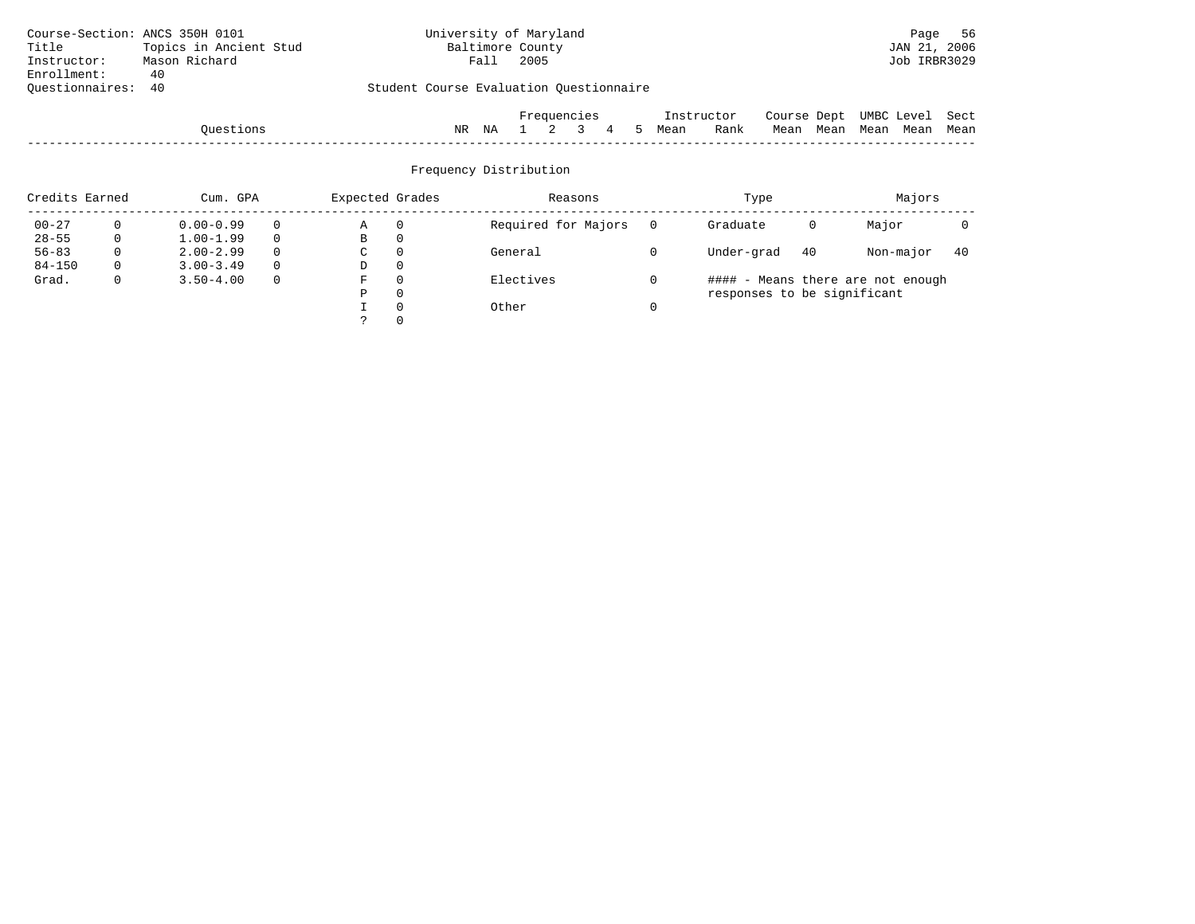Course-Section: ANCS 350H 0101
Title: Topics in Ancient Stud
Instructor: Mason Richard
Enrollment: 40
Questionnaires: 40

University of Maryland
Baltimore County
Fall 2005

JAN 21, 2006
Job IRBR3029

Student Course Evaluation Questionnaire

| Questions | NR | NA | Frequencies 1 | 2 | 3 | 4 | 5 | Instructor Mean | Rank | Course Mean | Dept Mean | UMBC Level Mean | Level Mean | Sect Mean |
|---|---|---|---|---|---|---|---|---|---|---|---|---|---|---|

## Frequency Distribution

| Credits Earned | | Cum. GPA | | Expected Grades | | Reasons | | Type | | Majors | |
|---|---|---|---|---|---|---|---|---|---|---|---|
| 00-27 | 0 | 0.00-0.99 | 0 | A | 0 | Required for Majors | 0 | Graduate | 0 | Major | 0 |
| 28-55 | 0 | 1.00-1.99 | 0 | B | 0 | | | | | | |
| 56-83 | 0 | 2.00-2.99 | 0 | C | 0 | General | 0 | Under-grad | 40 | Non-major | 40 |
| 84-150 | 0 | 3.00-3.49 | 0 | D | 0 | | | | | | |
| Grad. | 0 | 3.50-4.00 | 0 | F | 0 | Electives | 0 | | | | |
| | | | | P | 0 | | | | | | |
| | | | | I | 0 | Other | 0 | | | | |
| | | | | ? | 0 | | | | | | |

#### - Means there are not enough responses to be significant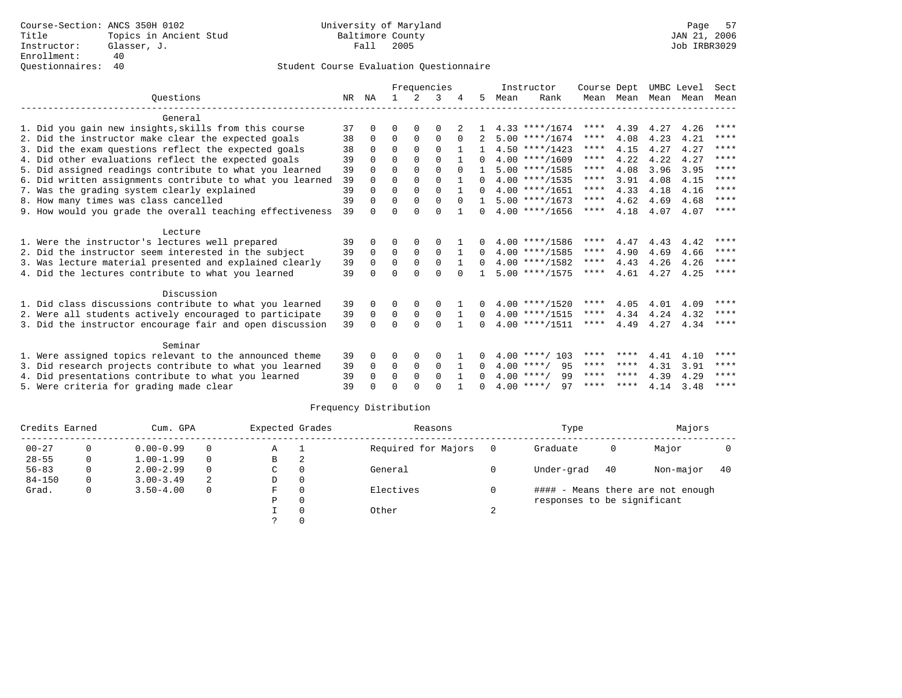Course-Section: ANCS 350H 0102
Title: Topics in Ancient Stud
Instructor: Glasser, J.
Enrollment: 40
Questionnaires: 40

University of Maryland
Baltimore County
Fall 2005

Student Course Evaluation Questionnaire

| Questions | NR | NA | 1 | 2 | 3 | 4 | 5 | Instructor Mean | Rank | Course Mean | Dept Mean | UMBC Mean | Level Mean | Sect Mean |
|---|---|---|---|---|---|---|---|---|---|---|---|---|---|---|
| **General** | | | | | | | | | | | | | | |
| 1. Did you gain new insights,skills from this course | 37 | 0 | 0 | 0 | 0 | 2 | 1 | 4.33 | ****/1674 | **** | 4.39 | 4.27 | 4.26 | **** |
| 2. Did the instructor make clear the expected goals | 38 | 0 | 0 | 0 | 0 | 0 | 2 | 5.00 | ****/1674 | **** | 4.08 | 4.23 | 4.21 | **** |
| 3. Did the exam questions reflect the expected goals | 38 | 0 | 0 | 0 | 0 | 1 | 1 | 4.50 | ****/1423 | **** | 4.15 | 4.27 | 4.27 | **** |
| 4. Did other evaluations reflect the expected goals | 39 | 0 | 0 | 0 | 0 | 1 | 0 | 4.00 | ****/1609 | **** | 4.22 | 4.22 | 4.27 | **** |
| 5. Did assigned readings contribute to what you learned | 39 | 0 | 0 | 0 | 0 | 0 | 1 | 5.00 | ****/1585 | **** | 4.08 | 3.96 | 3.95 | **** |
| 6. Did written assignments contribute to what you learned | 39 | 0 | 0 | 0 | 0 | 1 | 0 | 4.00 | ****/1535 | **** | 3.91 | 4.08 | 4.15 | **** |
| 7. Was the grading system clearly explained | 39 | 0 | 0 | 0 | 0 | 1 | 0 | 4.00 | ****/1651 | **** | 4.33 | 4.18 | 4.16 | **** |
| 8. How many times was class cancelled | 39 | 0 | 0 | 0 | 0 | 0 | 1 | 5.00 | ****/1673 | **** | 4.62 | 4.69 | 4.68 | **** |
| 9. How would you grade the overall teaching effectiveness | 39 | 0 | 0 | 0 | 0 | 1 | 0 | 4.00 | ****/1656 | **** | 4.18 | 4.07 | 4.07 | **** |
| **Lecture** | | | | | | | | | | | | | | |
| 1. Were the instructor's lectures well prepared | 39 | 0 | 0 | 0 | 0 | 1 | 0 | 4.00 | ****/1586 | **** | 4.47 | 4.43 | 4.42 | **** |
| 2. Did the instructor seem interested in the subject | 39 | 0 | 0 | 0 | 0 | 1 | 0 | 4.00 | ****/1585 | **** | 4.90 | 4.69 | 4.66 | **** |
| 3. Was lecture material presented and explained clearly | 39 | 0 | 0 | 0 | 0 | 1 | 0 | 4.00 | ****/1582 | **** | 4.43 | 4.26 | 4.26 | **** |
| 4. Did the lectures contribute to what you learned | 39 | 0 | 0 | 0 | 0 | 0 | 1 | 5.00 | ****/1575 | **** | 4.61 | 4.27 | 4.25 | **** |
| **Discussion** | | | | | | | | | | | | | | |
| 1. Did class discussions contribute to what you learned | 39 | 0 | 0 | 0 | 0 | 1 | 0 | 4.00 | ****/1520 | **** | 4.05 | 4.01 | 4.09 | **** |
| 2. Were all students actively encouraged to participate | 39 | 0 | 0 | 0 | 0 | 1 | 0 | 4.00 | ****/1515 | **** | 4.34 | 4.24 | 4.32 | **** |
| 3. Did the instructor encourage fair and open discussion | 39 | 0 | 0 | 0 | 0 | 1 | 0 | 4.00 | ****/1511 | **** | 4.49 | 4.27 | 4.34 | **** |
| **Seminar** | | | | | | | | | | | | | | |
| 1. Were assigned topics relevant to the announced theme | 39 | 0 | 0 | 0 | 0 | 1 | 0 | 4.00 | ****/ 103 | **** | **** | 4.41 | 4.10 | **** |
| 3. Did research projects contribute to what you learned | 39 | 0 | 0 | 0 | 0 | 1 | 0 | 4.00 | ****/ 95 | **** | **** | 4.31 | 3.91 | **** |
| 4. Did presentations contribute to what you learned | 39 | 0 | 0 | 0 | 0 | 1 | 0 | 4.00 | ****/ 99 | **** | **** | 4.39 | 4.29 | **** |
| 5. Were criteria for grading made clear | 39 | 0 | 0 | 0 | 0 | 1 | 0 | 4.00 | ****/ 97 | **** | **** | 4.14 | 3.48 | **** |

Frequency Distribution

| Credits Earned | | Cum. GPA | | Expected Grades | | Reasons | | Type | | Majors | |
|---|---|---|---|---|---|---|---|---|---|---|---|
| 00-27 | 0 | 0.00-0.99 | 0 | A | 1 | Required for Majors | 0 | Graduate | 0 | Major | 0 |
| 28-55 | 0 | 1.00-1.99 | 0 | B | 2 | | | | | | |
| 56-83 | 0 | 2.00-2.99 | 0 | C | 0 | General | 0 | Under-grad | 40 | Non-major | 40 |
| 84-150 | 0 | 3.00-3.49 | 2 | D | 0 | | | | | | |
| Grad. | 0 | 3.50-4.00 | 0 | F | 0 | Electives | 0 | #### - Means there are not enough responses to be significant | | | |
| | | | | P | 0 | | | | | | |
| | | | | I | 0 | Other | 2 | | | | |
| | | | | ? | 0 | | | | | | |